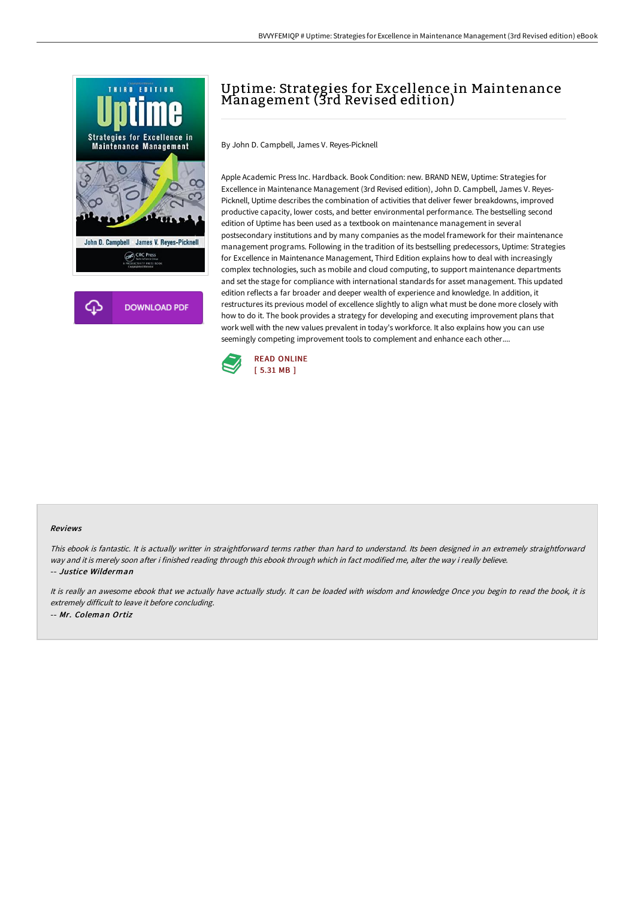# Uptime: Strategies for Excellence in Maintenance Management (3rd Revised edition)

By John D. Campbell, James V. Reyes-Picknell

Apple Academic Press Inc. Hardback. Book Condition: new. BRAND NEW, Uptime: Strategies for Excellence in Maintenance Management (3rd Revised edition), John D. Campbell, James V. Reyes-Picknell, Uptime describes the combination of activities that deliver fewer breakdowns, improved productive capacity, lower costs, and better environmental performance. The bestselling second edition of Uptime has been used as a textbook on maintenance management in several postsecondary institutions and by many companies as the model framework for their maintenance management programs. Following in the tradition of its bestselling predecessors, Uptime: Strategies for Excellence in Maintenance Management, Third Edition explains how to deal with increasingly complex technologies, such as mobile and cloud computing, to support maintenance departments and set the stage for compliance with international standards for asset management. This updated edition reflects a far broader and deeper wealth of experience and knowledge. In addition, it restructures its previous model of excellence slightly to align what must be done more closely with how to do it. The book provides a strategy for developing and executing improvement plans that work well with the new values prevalent in today's workforce. It also explains how you can use seemingly competing improvement tools to complement and enhance each other....

READ ONLINE
[ 5.31 MB ]

DOWNLOAD PDF

### Reviews

*This ebook is fantastic. It is actually writter in straightforward terms rather than hard to understand. Its been designed in an extremely straightforward way and it is merely soon after i finished reading through this ebook through which in fact modified me, alter the way i really believe.*
-- *Justice Wilderman*

*It is really an awesome ebook that we actually have actually study. It can be loaded with wisdom and knowledge Once you begin to read the book, it is extremely difficult to leave it before concluding.*
-- *Mr. Coleman Ortiz*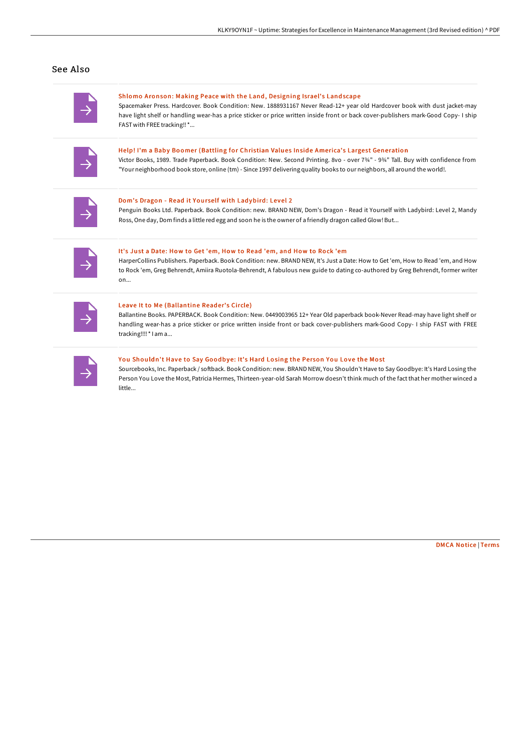## See Also

### Shlomo Aronson: Making Peace with the Land, Designing Israel's Landscape

Spacemaker Press. Hardcover. Book Condition: New. 1888931167 Never Read-12+ year old Hardcover book with dust jacket-may have light shelf or handling wear-has a price sticker or price written inside front or back cover-publishers mark-Good Copy- I ship FAST with FREE tracking!! *...

### Help! I'm a Baby Boomer (Battling for Christian Values Inside America's Largest Generation

Victor Books, 1989. Trade Paperback. Book Condition: New. Second Printing. 8vo - over 7¾" - 9¾" Tall. Buy with confidence from "Your neighborhood book store, online (tm) - Since 1997 delivering quality books to our neighbors, all around the world!.

### Dom's Dragon - Read it Yourself with Ladybird: Level 2

Penguin Books Ltd. Paperback. Book Condition: new. BRAND NEW, Dom's Dragon - Read it Yourself with Ladybird: Level 2, Mandy Ross, One day, Dom finds a little red egg and soon he is the owner of a friendly dragon called Glow! But...

### It's Just a Date: How to Get 'em, How to Read 'em, and How to Rock 'em

HarperCollins Publishers. Paperback. Book Condition: new. BRAND NEW, It's Just a Date: How to Get 'em, How to Read 'em, and How to Rock 'em, Greg Behrendt, Amiira Ruotola-Behrendt, A fabulous new guide to dating co-authored by Greg Behrendt, former writer on...

### Leave It to Me (Ballantine Reader's Circle)

Ballantine Books. PAPERBACK. Book Condition: New. 0449003965 12+ Year Old paperback book-Never Read-may have light shelf or handling wear-has a price sticker or price written inside front or back cover-publishers mark-Good Copy- I ship FAST with FREE tracking!!!! * I am a...

### You Shouldn't Have to Say Goodbye: It's Hard Losing the Person You Love the Most

Sourcebooks, Inc. Paperback / softback. Book Condition: new. BRAND NEW, You Shouldn't Have to Say Goodbye: It's Hard Losing the Person You Love the Most, Patricia Hermes, Thirteen-year-old Sarah Morrow doesn't think much of the fact that her mother winced a little...

DMCA Notice | Terms